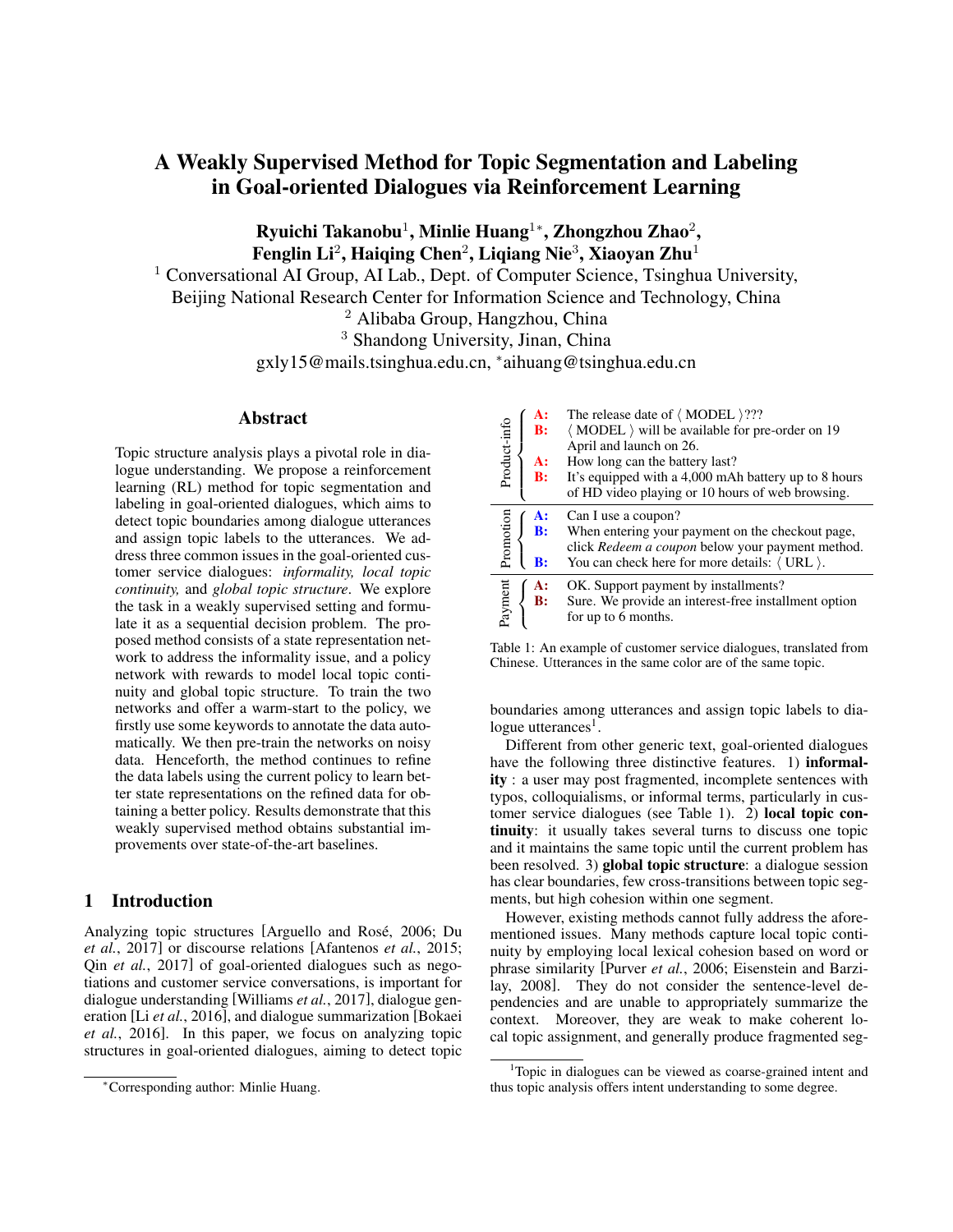# A Weakly Supervised Method for Topic Segmentation and Labeling in Goal-oriented Dialogues via Reinforcement Learning

**Ryuichi Takanobu**[1], **Minlie Huang**[1*], **Zhongzhou Zhao**[2], **Fenglin Li**[2], **Haiqing Chen**[2], **Liqiang Nie**[3], **Xiaoyan Zhu**[1]

[1] Conversational AI Group, AI Lab., Dept. of Computer Science, Tsinghua University, Beijing National Research Center for Information Science and Technology, China
[2] Alibaba Group, Hangzhou, China
[3] Shandong University, Jinan, China
gxly15@mails.tsinghua.edu.cn, *aihuang@tsinghua.edu.cn

## Abstract

Topic structure analysis plays a pivotal role in dialogue understanding. We propose a reinforcement learning (RL) method for topic segmentation and labeling in goal-oriented dialogues, which aims to detect topic boundaries among dialogue utterances and assign topic labels to the utterances. We address three common issues in the goal-oriented customer service dialogues: *informality, local topic continuity,* and *global topic structure*. We explore the task in a weakly supervised setting and formulate it as a sequential decision problem. The proposed method consists of a state representation network to address the informality issue, and a policy network with rewards to model local topic continuity and global topic structure. To train the two networks and offer a warm-start to the policy, we firstly use some keywords to annotate the data automatically. We then pre-train the networks on noisy data. Henceforth, the method continues to refine the data labels using the current policy to learn better state representations on the refined data for obtaining a better policy. Results demonstrate that this weakly supervised method obtains substantial improvements over state-of-the-art baselines.

## 1 Introduction

Analyzing topic structures [Arguello and Rosé, 2006; Du *et al.*, 2017] or discourse relations [Afantenos *et al.*, 2015; Qin *et al.*, 2017] of goal-oriented dialogues such as negotiations and customer service conversations, is important for dialogue understanding [Williams *et al.*, 2017], dialogue generation [Li *et al.*, 2016], and dialogue summarization [Bokaei *et al.*, 2016]. In this paper, we focus on analyzing topic structures in goal-oriented dialogues, aiming to detect topic boundaries among utterances and assign topic labels to dialogue utterances[1].

| Topic | Speaker | Utterance |
|---|---|---|
| Product-info | A: | The release date of ⟨ MODEL ⟩??? |
| | B: | ⟨ MODEL ⟩ will be available for pre-order on 19 April and launch on 26. |
| | A: | How long can the battery last? |
| | B: | It's equipped with a 4,000 mAh battery up to 8 hours of HD video playing or 10 hours of web browsing. |
| Promotion | A: | Can I use a coupon? |
| | B: | When entering your payment on the checkout page, click *Redeem a coupon* below your payment method. |
| | B: | You can check here for more details: ⟨ URL ⟩. |
| Payment | A: | OK. Support payment by installments? |
| | B: | Sure. We provide an interest-free installment option for up to 6 months. |

Table 1: An example of customer service dialogues, translated from Chinese. Utterances in the same color are of the same topic.

Different from other generic text, goal-oriented dialogues have the following three distinctive features. 1) **informality** : a user may post fragmented, incomplete sentences with typos, colloquialisms, or informal terms, particularly in customer service dialogues (see Table 1). 2) **local topic continuity**: it usually takes several turns to discuss one topic and it maintains the same topic until the current problem has been resolved. 3) **global topic structure**: a dialogue session has clear boundaries, few cross-transitions between topic segments, but high cohesion within one segment.

However, existing methods cannot fully address the aforementioned issues. Many methods capture local topic continuity by employing local lexical cohesion based on word or phrase similarity [Purver *et al.*, 2006; Eisenstein and Barzilay, 2008]. They do not consider the sentence-level dependencies and are unable to appropriately summarize the context. Moreover, they are weak to make coherent local topic assignment, and generally produce fragmented seg-

---

*Corresponding author: Minlie Huang.

[1]Topic in dialogues can be viewed as coarse-grained intent and thus topic analysis offers intent understanding to some degree.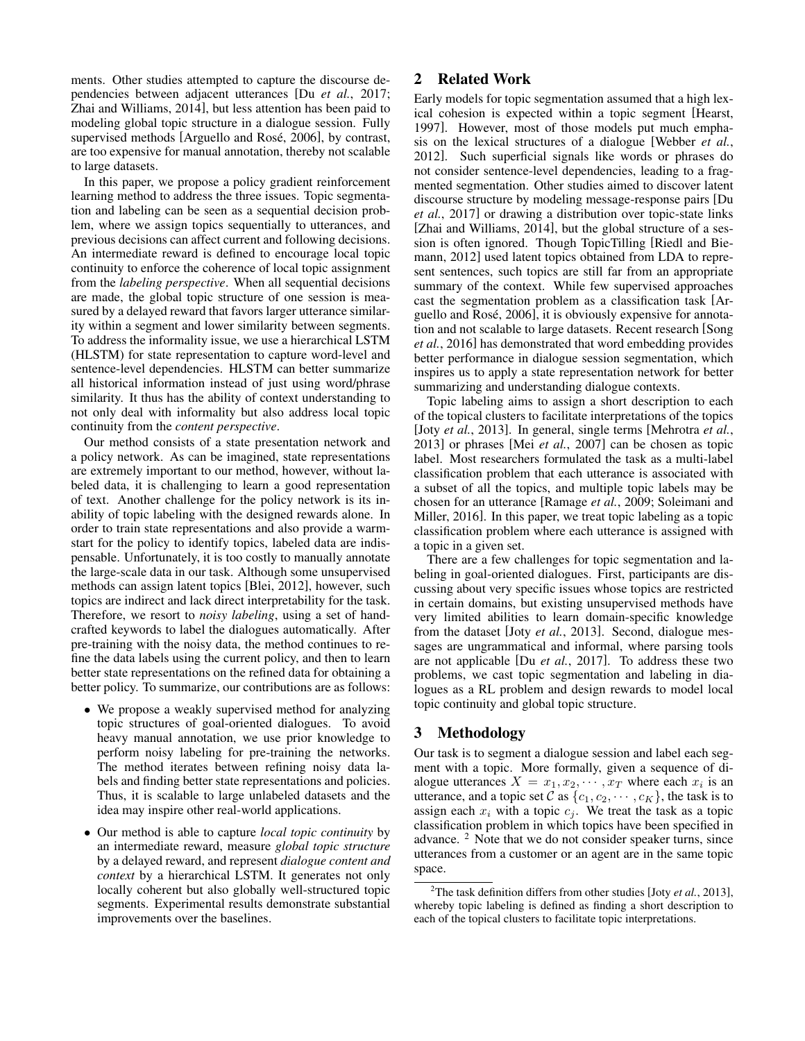ments. Other studies attempted to capture the discourse dependencies between adjacent utterances [Du *et al.*, 2017; Zhai and Williams, 2014], but less attention has been paid to modeling global topic structure in a dialogue session. Fully supervised methods [Arguello and Rosé, 2006], by contrast, are too expensive for manual annotation, thereby not scalable to large datasets.

In this paper, we propose a policy gradient reinforcement learning method to address the three issues. Topic segmentation and labeling can be seen as a sequential decision problem, where we assign topics sequentially to utterances, and previous decisions can affect current and following decisions. An intermediate reward is defined to encourage local topic continuity to enforce the coherence of local topic assignment from the *labeling perspective*. When all sequential decisions are made, the global topic structure of one session is measured by a delayed reward that favors larger utterance similarity within a segment and lower similarity between segments. To address the informality issue, we use a hierarchical LSTM (HLSTM) for state representation to capture word-level and sentence-level dependencies. HLSTM can better summarize all historical information instead of just using word/phrase similarity. It thus has the ability of context understanding to not only deal with informality but also address local topic continuity from the *content perspective*.

Our method consists of a state presentation network and a policy network. As can be imagined, state representations are extremely important to our method, however, without labeled data, it is challenging to learn a good representation of text. Another challenge for the policy network is its inability of topic labeling with the designed rewards alone. In order to train state representations and also provide a warm-start for the policy to identify topics, labeled data are indispensable. Unfortunately, it is too costly to manually annotate the large-scale data in our task. Although some unsupervised methods can assign latent topics [Blei, 2012], however, such topics are indirect and lack direct interpretability for the task. Therefore, we resort to *noisy labeling*, using a set of handcrafted keywords to label the dialogues automatically. After pre-training with the noisy data, the method continues to refine the data labels using the current policy, and then to learn better state representations on the refined data for obtaining a better policy. To summarize, our contributions are as follows:

- We propose a weakly supervised method for analyzing topic structures of goal-oriented dialogues. To avoid heavy manual annotation, we use prior knowledge to perform noisy labeling for pre-training the networks. The method iterates between refining noisy data labels and finding better state representations and policies. Thus, it is scalable to large unlabeled datasets and the idea may inspire other real-world applications.
- Our method is able to capture *local topic continuity* by an intermediate reward, measure *global topic structure* by a delayed reward, and represent *dialogue content and context* by a hierarchical LSTM. It generates not only locally coherent but also globally well-structured topic segments. Experimental results demonstrate substantial improvements over the baselines.

## 2 Related Work

Early models for topic segmentation assumed that a high lexical cohesion is expected within a topic segment [Hearst, 1997]. However, most of those models put much emphasis on the lexical structures of a dialogue [Webber *et al.*, 2012]. Such superficial signals like words or phrases do not consider sentence-level dependencies, leading to a fragmented segmentation. Other studies aimed to discover latent discourse structure by modeling message-response pairs [Du *et al.*, 2017] or drawing a distribution over topic-state links [Zhai and Williams, 2014], but the global structure of a session is often ignored. Though TopicTilling [Riedl and Biemann, 2012] used latent topics obtained from LDA to represent sentences, such topics are still far from an appropriate summary of the context. While few supervised approaches cast the segmentation problem as a classification task [Arguello and Rosé, 2006], it is obviously expensive for annotation and not scalable to large datasets. Recent research [Song *et al.*, 2016] has demonstrated that word embedding provides better performance in dialogue session segmentation, which inspires us to apply a state representation network for better summarizing and understanding dialogue contexts.

Topic labeling aims to assign a short description to each of the topical clusters to facilitate interpretations of the topics [Joty *et al.*, 2013]. In general, single terms [Mehrotra *et al.*, 2013] or phrases [Mei *et al.*, 2007] can be chosen as topic label. Most researchers formulated the task as a multi-label classification problem that each utterance is associated with a subset of all the topics, and multiple topic labels may be chosen for an utterance [Ramage *et al.*, 2009; Soleimani and Miller, 2016]. In this paper, we treat topic labeling as a topic classification problem where each utterance is assigned with a topic in a given set.

There are a few challenges for topic segmentation and labeling in goal-oriented dialogues. First, participants are discussing about very specific issues whose topics are restricted in certain domains, but existing unsupervised methods have very limited abilities to learn domain-specific knowledge from the dataset [Joty *et al.*, 2013]. Second, dialogue messages are ungrammatical and informal, where parsing tools are not applicable [Du *et al.*, 2017]. To address these two problems, we cast topic segmentation and labeling in dialogues as a RL problem and design rewards to model local topic continuity and global topic structure.

## 3 Methodology

Our task is to segment a dialogue session and label each segment with a topic. More formally, given a sequence of dialogue utterances $X = x_1, x_2, \cdots, x_T$ where each $x_i$ is an utterance, and a topic set $\mathcal{C}$ as $\{c_1, c_2, \cdots, c_K\}$, the task is to assign each $x_i$ with a topic $c_j$. We treat the task as a topic classification problem in which topics have been specified in advance. [2] Note that we do not consider speaker turns, since utterances from a customer or an agent are in the same topic space.

[2] The task definition differs from other studies [Joty *et al.*, 2013], whereby topic labeling is defined as finding a short description to each of the topical clusters to facilitate topic interpretations.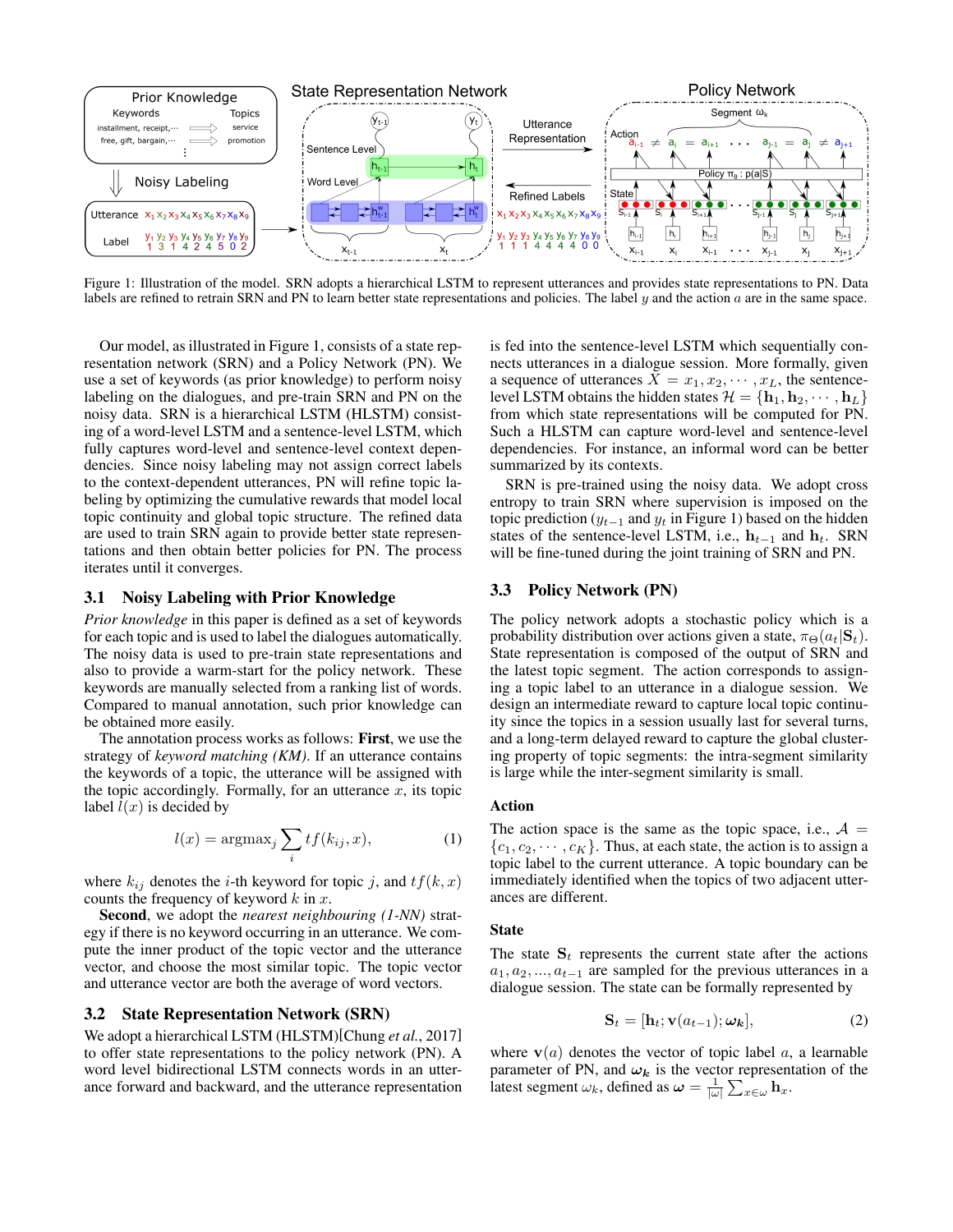Figure 1: Illustration of the model. SRN adopts a hierarchical LSTM to represent utterances and provides state representations to PN. Data labels are refined to retrain SRN and PN to learn better state representations and policies. The label $y$ and the action $a$ are in the same space.

Our model, as illustrated in Figure 1, consists of a state representation network (SRN) and a Policy Network (PN). We use a set of keywords (as prior knowledge) to perform noisy labeling on the dialogues, and pre-train SRN and PN on the noisy data. SRN is a hierarchical LSTM (HLSTM) consisting of a word-level LSTM and a sentence-level LSTM, which fully captures word-level and sentence-level context dependencies. Since noisy labeling may not assign correct labels to the context-dependent utterances, PN will refine topic labeling by optimizing the cumulative rewards that model local topic continuity and global topic structure. The refined data are used to train SRN again to provide better state representations and then obtain better policies for PN. The process iterates until it converges.

## 3.1 Noisy Labeling with Prior Knowledge

*Prior knowledge* in this paper is defined as a set of keywords for each topic and is used to label the dialogues automatically. The noisy data is used to pre-train state representations and also to provide a warm-start for the policy network. These keywords are manually selected from a ranking list of words. Compared to manual annotation, such prior knowledge can be obtained more easily.

The annotation process works as follows: **First**, we use the strategy of *keyword matching (KM)*. If an utterance contains the keywords of a topic, the utterance will be assigned with the topic accordingly. Formally, for an utterance $x$, its topic label $l(x)$ is decided by

$$l(x) = \text{argmax}_j \sum_i tf(k_{ij}, x), \tag{1}$$

where $k_{ij}$ denotes the $i$-th keyword for topic $j$, and $tf(k, x)$ counts the frequency of keyword $k$ in $x$.

**Second**, we adopt the *nearest neighbouring (1-NN)* strategy if there is no keyword occurring in an utterance. We compute the inner product of the topic vector and the utterance vector, and choose the most similar topic. The topic vector and utterance vector are both the average of word vectors.

## 3.2 State Representation Network (SRN)

We adopt a hierarchical LSTM (HLSTM)[Chung *et al.*, 2017] to offer state representations to the policy network (PN). A word level bidirectional LSTM connects words in an utterance forward and backward, and the utterance representation is fed into the sentence-level LSTM which sequentially connects utterances in a dialogue session. More formally, given a sequence of utterances $X = x_1, x_2, \cdots, x_L$, the sentence-level LSTM obtains the hidden states $\mathcal{H} = \{\mathbf{h}_1, \mathbf{h}_2, \cdots, \mathbf{h}_L\}$ from which state representations will be computed for PN. Such a HLSTM can capture word-level and sentence-level dependencies. For instance, an informal word can be better summarized by its contexts.

SRN is pre-trained using the noisy data. We adopt cross entropy to train SRN where supervision is imposed on the topic prediction ($y_{t-1}$ and $y_t$ in Figure 1) based on the hidden states of the sentence-level LSTM, i.e., $\mathbf{h}_{t-1}$ and $\mathbf{h}_t$. SRN will be fine-tuned during the joint training of SRN and PN.

## 3.3 Policy Network (PN)

The policy network adopts a stochastic policy which is a probability distribution over actions given a state, $\pi_\Theta(a_t|\mathbf{S}_t)$. State representation is composed of the output of SRN and the latest topic segment. The action corresponds to assigning a topic label to an utterance in a dialogue session. We design an intermediate reward to capture local topic continuity since the topics in a session usually last for several turns, and a long-term delayed reward to capture the global clustering property of topic segments: the intra-segment similarity is large while the inter-segment similarity is small.

### Action

The action space is the same as the topic space, i.e., $\mathcal{A} = \{c_1, c_2, \cdots, c_K\}$. Thus, at each state, the action is to assign a topic label to the current utterance. A topic boundary can be immediately identified when the topics of two adjacent utterances are different.

### State

The state $\mathbf{S}_t$ represents the current state after the actions $a_1, a_2, ..., a_{t-1}$ are sampled for the previous utterances in a dialogue session. The state can be formally represented by

$$\mathbf{S}_t = [\mathbf{h}_t; \mathbf{v}(a_{t-1}); \boldsymbol{\omega_k}], \tag{2}$$

where $\mathbf{v}(a)$ denotes the vector of topic label $a$, a learnable parameter of PN, and $\boldsymbol{\omega_k}$ is the vector representation of the latest segment $\omega_k$, defined as $\boldsymbol{\omega} = \frac{1}{|\omega|}\sum_{x \in \omega} \mathbf{h}_x$.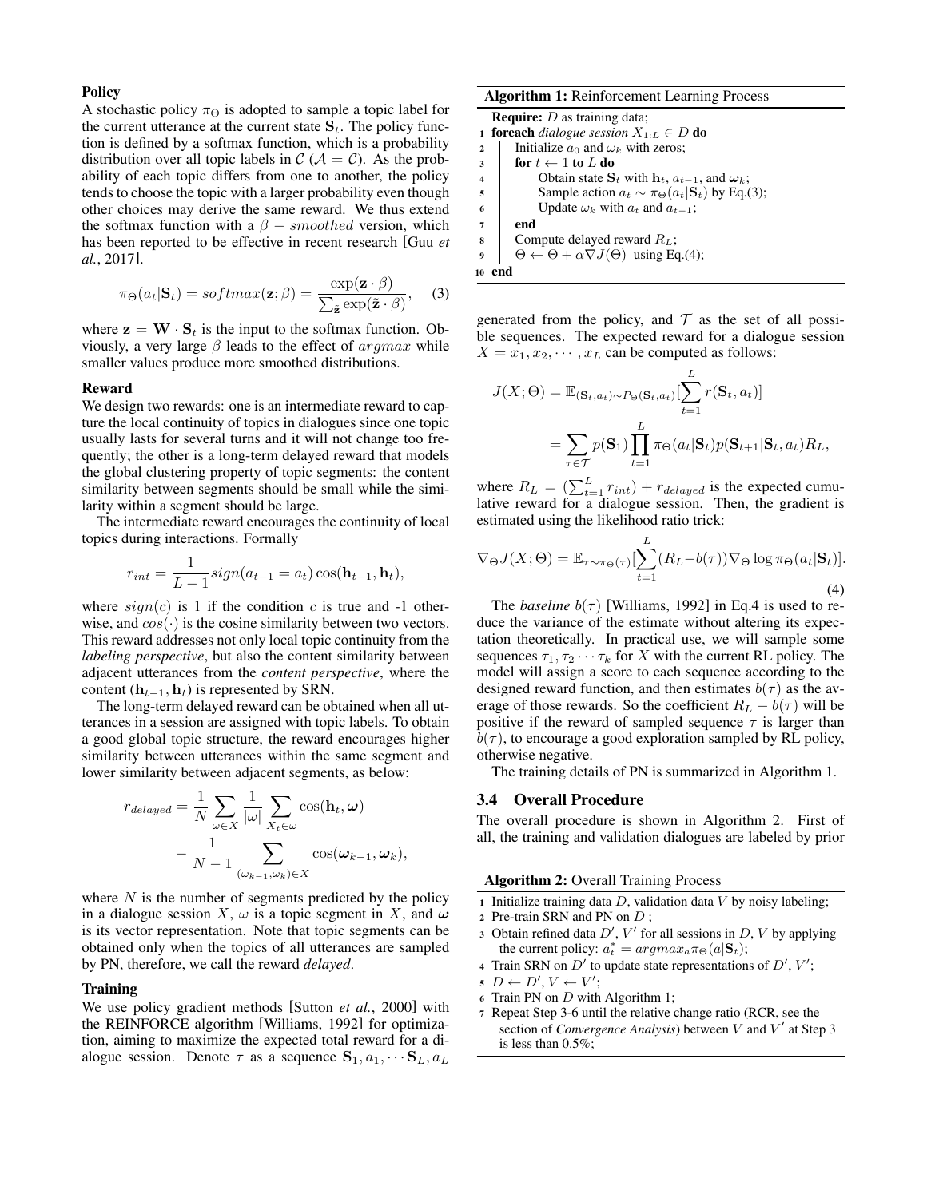### Policy

A stochastic policy $\pi_\Theta$ is adopted to sample a topic label for the current utterance at the current state $\mathbf{S}_t$. The policy function is defined by a softmax function, which is a probability distribution over all topic labels in $\mathcal{C}$ ($\mathcal{A} = \mathcal{C}$). As the probability of each topic differs from one to another, the policy tends to choose the topic with a larger probability even though other choices may derive the same reward. We thus extend the softmax function with a $\beta - smoothed$ version, which has been reported to be effective in recent research [Guu *et al.*, 2017].

$$\pi_\Theta(a_t|\mathbf{S}_t) = softmax(\mathbf{z}; \beta) = \frac{\exp(\mathbf{z} \cdot \beta)}{\sum_{\tilde{\mathbf{z}}} \exp(\tilde{\mathbf{z}} \cdot \beta)}, \quad (3)$$

where $\mathbf{z} = \mathbf{W} \cdot \mathbf{S}_t$ is the input to the softmax function. Obviously, a very large $\beta$ leads to the effect of $argmax$ while smaller values produce more smoothed distributions.

### Reward

We design two rewards: one is an intermediate reward to capture the local continuity of topics in dialogues since one topic usually lasts for several turns and it will not change too frequently; the other is a long-term delayed reward that models the global clustering property of topic segments: the content similarity between segments should be small while the similarity within a segment should be large.

The intermediate reward encourages the continuity of local topics during interactions. Formally

$$r_{int} = \frac{1}{L-1} sign(a_{t-1} = a_t) \cos(\mathbf{h}_{t-1}, \mathbf{h}_t),$$

where $sign(c)$ is 1 if the condition $c$ is true and -1 otherwise, and $cos(\cdot)$ is the cosine similarity between two vectors. This reward addresses not only local topic continuity from the *labeling perspective*, but also the content similarity between adjacent utterances from the *content perspective*, where the content ($\mathbf{h}_{t-1}, \mathbf{h}_t$) is represented by SRN.

The long-term delayed reward can be obtained when all utterances in a session are assigned with topic labels. To obtain a good global topic structure, the reward encourages higher similarity between utterances within the same segment and lower similarity between adjacent segments, as below:

$$r_{delayed} = \frac{1}{N} \sum_{\omega \in X} \frac{1}{|\omega|} \sum_{X_t \in \omega} \cos(\mathbf{h}_t, \boldsymbol{\omega}) - \frac{1}{N-1} \sum_{(\omega_{k-1}, \omega_k) \in X} \cos(\boldsymbol{\omega}_{k-1}, \boldsymbol{\omega}_k),$$

where $N$ is the number of segments predicted by the policy in a dialogue session $X$, $\omega$ is a topic segment in $X$, and $\boldsymbol{\omega}$ is its vector representation. Note that topic segments can be obtained only when the topics of all utterances are sampled by PN, therefore, we call the reward *delayed*.

### Training

We use policy gradient methods [Sutton *et al.*, 2000] with the REINFORCE algorithm [Williams, 1992] for optimization, aiming to maximize the expected total reward for a dialogue session. Denote $\tau$ as a sequence $\mathbf{S}_1, a_1, \cdots \mathbf{S}_L, a_L$ generated from the policy, and $\mathcal{T}$ as the set of all possible sequences. The expected reward for a dialogue session $X = x_1, x_2, \cdots, x_L$ can be computed as follows:

$$J(X; \Theta) = \mathbb{E}_{(\mathbf{S}_t, a_t) \sim P_\Theta(\mathbf{S}_t, a_t)}[\sum_{t=1}^{L} r(\mathbf{S}_t, a_t)]$$

$$= \sum_{\tau \in \mathcal{T}} p(\mathbf{S}_1) \prod_{t=1}^{L} \pi_\Theta(a_t|\mathbf{S}_t) p(\mathbf{S}_{t+1}|\mathbf{S}_t, a_t) R_L,$$

where $R_L = (\sum_{t=1}^{L} r_{int}) + r_{delayed}$ is the expected cumulative reward for a dialogue session. Then, the gradient is estimated using the likelihood ratio trick:

$$\nabla_\Theta J(X; \Theta) = \mathbb{E}_{\tau \sim \pi_\Theta(\tau)}[\sum_{t=1}^{L} (R_L - b(\tau)) \nabla_\Theta \log \pi_\Theta(a_t|\mathbf{S}_t)]. \quad (4)$$

The *baseline* $b(\tau)$ [Williams, 1992] in Eq.4 is used to reduce the variance of the estimate without altering its expectation theoretically. In practical use, we will sample some sequences $\tau_1, \tau_2 \cdots \tau_k$ for $X$ with the current RL policy. The model will assign a score to each sequence according to the designed reward function, and then estimates $b(\tau)$ as the average of those rewards. So the coefficient $R_L - b(\tau)$ will be positive if the reward of sampled sequence $\tau$ is larger than $b(\tau)$, to encourage a good exploration sampled by RL policy, otherwise negative.

The training details of PN is summarized in Algorithm 1.

**Algorithm 1:** Reinforcement Learning Process

```
   Require: D as training data;
1  foreach dialogue session X_{1:L} ∈ D do
2      Initialize a_0 and ω_k with zeros;
3      for t ← 1 to L do
4          Obtain state S_t with h_t, a_{t-1}, and ω_k;
5          Sample action a_t ~ π_Θ(a_t|S_t) by Eq.(3);
6          Update ω_k with a_t and a_{t-1};
7      end
8      Compute delayed reward R_L;
9      Θ ← Θ + α∇J(Θ) using Eq.(4);
10 end
```

## 3.4 Overall Procedure

The overall procedure is shown in Algorithm 2. First of all, the training and validation dialogues are labeled by prior

**Algorithm 2:** Overall Training Process

1. Initialize training data $D$, validation data $V$ by noisy labeling;
2. Pre-train SRN and PN on $D$ ;
3. Obtain refined data $D'$, $V'$ for all sessions in $D$, $V$ by applying the current policy: $a_t^* = argmax_a \pi_\Theta(a|\mathbf{S}_t)$;
4. Train SRN on $D'$ to update state representations of $D'$, $V'$;
5. $D \leftarrow D'$, $V \leftarrow V'$;
6. Train PN on $D$ with Algorithm 1;
7. Repeat Step 3-6 until the relative change ratio (RCR, see the section of *Convergence Analysis*) between $V$ and $V'$ at Step 3 is less than 0.5%;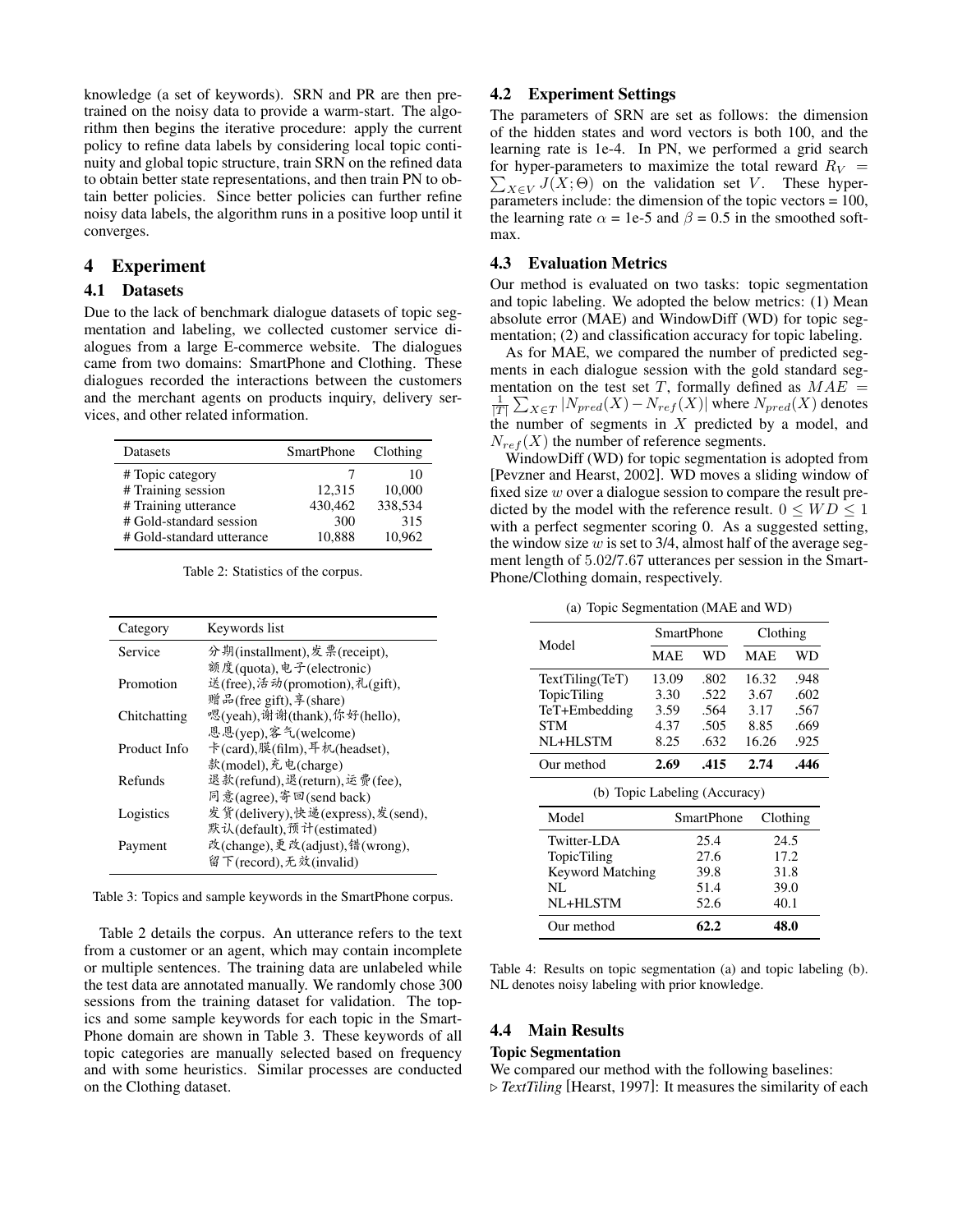knowledge (a set of keywords). SRN and PR are then pretrained on the noisy data to provide a warm-start. The algorithm then begins the iterative procedure: apply the current policy to refine data labels by considering local topic continuity and global topic structure, train SRN on the refined data to obtain better state representations, and then train PN to obtain better policies. Since better policies can further refine noisy data labels, the algorithm runs in a positive loop until it converges.

## 4 Experiment

### 4.1 Datasets

Due to the lack of benchmark dialogue datasets of topic segmentation and labeling, we collected customer service dialogues from a large E-commerce website. The dialogues came from two domains: SmartPhone and Clothing. These dialogues recorded the interactions between the customers and the merchant agents on products inquiry, delivery services, and other related information.

| Datasets | SmartPhone | Clothing |
|---|---|---|
| # Topic category | 7 | 10 |
| # Training session | 12,315 | 10,000 |
| # Training utterance | 430,462 | 338,534 |
| # Gold-standard session | 300 | 315 |
| # Gold-standard utterance | 10,888 | 10,962 |

Table 2: Statistics of the corpus.

| Category | Keywords list |
|---|---|
| Service | 分期(installment),发票(receipt), 额度(quota),电子(electronic) |
| Promotion | 送(free),活动(promotion),礼(gift), 赠品(free gift),享(share) |
| Chitchatting | 嗯(yeah),谢谢(thank),你好(hello), 恩恩(yep),客气(welcome) |
| Product Info | 卡(card),膜(film),耳机(headset), 款(model),充电(charge) |
| Refunds | 退款(refund),退(return),运费(fee), 同意(agree),寄回(send back) |
| Logistics | 发货(delivery),快递(express),发(send), 默认(default),预计(estimated) |
| Payment | 改(change),更改(adjust),错(wrong), 留下(record),无效(invalid) |

Table 3: Topics and sample keywords in the SmartPhone corpus.

Table 2 details the corpus. An utterance refers to the text from a customer or an agent, which may contain incomplete or multiple sentences. The training data are unlabeled while the test data are annotated manually. We randomly chose 300 sessions from the training dataset for validation. The topics and some sample keywords for each topic in the SmartPhone domain are shown in Table 3. These keywords of all topic categories are manually selected based on frequency and with some heuristics. Similar processes are conducted on the Clothing dataset.

### 4.2 Experiment Settings

The parameters of SRN are set as follows: the dimension of the hidden states and word vectors is both 100, and the learning rate is 1e-4. In PN, we performed a grid search for hyper-parameters to maximize the total reward $R_V = \sum_{X \in V} J(X; \Theta)$ on the validation set $V$. These hyper-parameters include: the dimension of the topic vectors = 100, the learning rate $\alpha$ = 1e-5 and $\beta$ = 0.5 in the smoothed softmax.

### 4.3 Evaluation Metrics

Our method is evaluated on two tasks: topic segmentation and topic labeling. We adopted the below metrics: (1) Mean absolute error (MAE) and WindowDiff (WD) for topic segmentation; (2) and classification accuracy for topic labeling.

As for MAE, we compared the number of predicted segments in each dialogue session with the gold standard segmentation on the test set $T$, formally defined as $MAE = \frac{1}{|T|}\sum_{X \in T} |N_{pred}(X) - N_{ref}(X)|$ where $N_{pred}(X)$ denotes the number of segments in $X$ predicted by a model, and $N_{ref}(X)$ the number of reference segments.

WindowDiff (WD) for topic segmentation is adopted from [Pevzner and Hearst, 2002]. WD moves a sliding window of fixed size $w$ over a dialogue session to compare the result predicted by the model with the reference result. $0 \leq WD \leq 1$ with a perfect segmenter scoring 0. As a suggested setting, the window size $w$ is set to 3/4, almost half of the average segment length of 5.02/7.67 utterances per session in the SmartPhone/Clothing domain, respectively.

(a) Topic Segmentation (MAE and WD)

| Model | SmartPhone | | Clothing | |
|---|---|---|---|---|
| | MAE | WD | MAE | WD |
| TextTiling(TeT) | 13.09 | .802 | 16.32 | .948 |
| TopicTiling | 3.30 | .522 | 3.67 | .602 |
| TeT+Embedding | 3.59 | .564 | 3.17 | .567 |
| STM | 4.37 | .505 | 8.85 | .669 |
| NL+HLSTM | 8.25 | .632 | 16.26 | .925 |
| Our method | **2.69** | **.415** | **2.74** | **.446** |

(b) Topic Labeling (Accuracy)

| Model | SmartPhone | Clothing |
|---|---|---|
| Twitter-LDA | 25.4 | 24.5 |
| TopicTiling | 27.6 | 17.2 |
| Keyword Matching | 39.8 | 31.8 |
| NL | 51.4 | 39.0 |
| NL+HLSTM | 52.6 | 40.1 |
| Our method | **62.2** | **48.0** |

Table 4: Results on topic segmentation (a) and topic labeling (b). NL denotes noisy labeling with prior knowledge.

### 4.4 Main Results

**Topic Segmentation**

We compared our method with the following baselines:

▷ *TextTiling* [Hearst, 1997]: It measures the similarity of each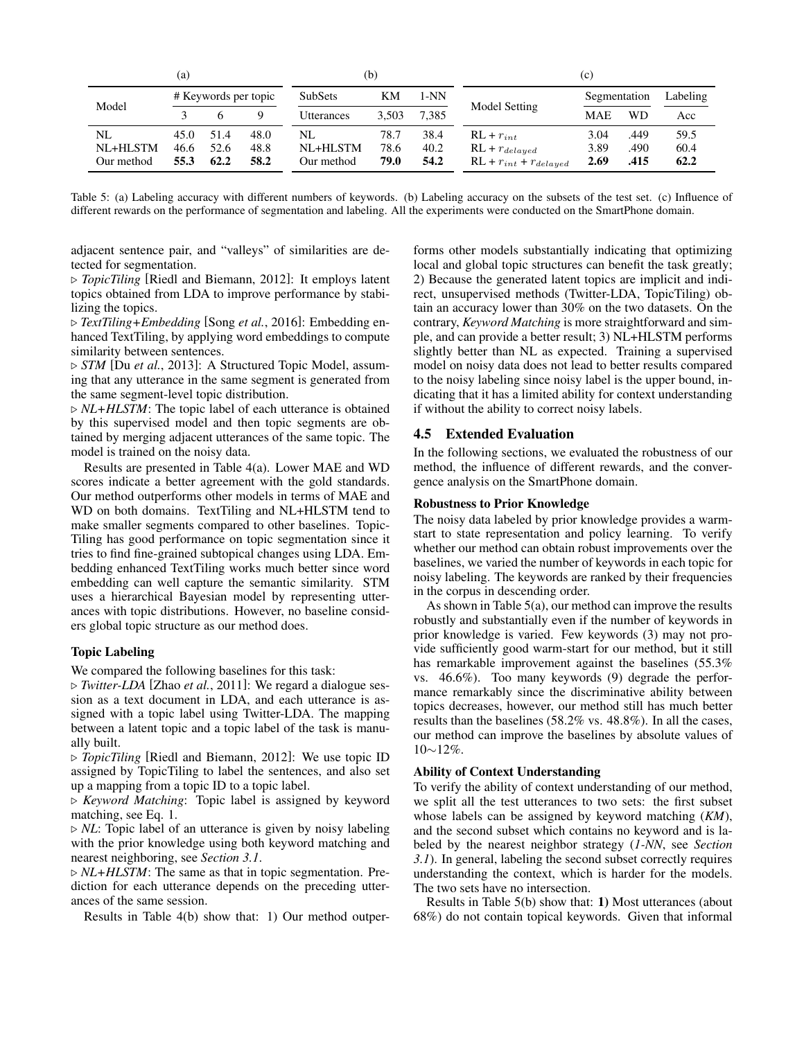(a)

| Model | # Keywords per topic | | |
|---|---|---|---|
| | 3 | 6 | 9 |
| NL | 45.0 | 51.4 | 48.0 |
| NL+HLSTM | 46.6 | 52.6 | 48.8 |
| Our method | **55.3** | **62.2** | **58.2** |

(b)

| SubSets | KM | 1-NN |
|---|---|---|
| Utterances | 3,503 | 7,385 |
| NL | 78.7 | 38.4 |
| NL+HLSTM | 78.6 | 40.2 |
| Our method | **79.0** | **54.2** |

(c)

| Model Setting | Segmentation | | Labeling |
|---|---|---|---|
| | MAE | WD | Acc |
| RL + $r_{int}$ | 3.04 | .449 | 59.5 |
| RL + $r_{delayed}$ | 3.89 | .490 | 60.4 |
| RL + $r_{int}$ + $r_{delayed}$ | **2.69** | **.415** | **62.2** |

Table 5: (a) Labeling accuracy with different numbers of keywords. (b) Labeling accuracy on the subsets of the test set. (c) Influence of different rewards on the performance of segmentation and labeling. All the experiments were conducted on the SmartPhone domain.

adjacent sentence pair, and "valleys" of similarities are detected for segmentation.

▷ *TopicTiling* [Riedl and Biemann, 2012]: It employs latent topics obtained from LDA to improve performance by stabilizing the topics.

▷ *TextTiling+Embedding* [Song *et al.*, 2016]: Embedding enhanced TextTiling, by applying word embeddings to compute similarity between sentences.

▷ *STM* [Du *et al.*, 2013]: A Structured Topic Model, assuming that any utterance in the same segment is generated from the same segment-level topic distribution.

▷ *NL+HLSTM*: The topic label of each utterance is obtained by this supervised model and then topic segments are obtained by merging adjacent utterances of the same topic. The model is trained on the noisy data.

Results are presented in Table 4(a). Lower MAE and WD scores indicate a better agreement with the gold standards. Our method outperforms other models in terms of MAE and WD on both domains. TextTiling and NL+HLSTM tend to make smaller segments compared to other baselines. TopicTiling has good performance on topic segmentation since it tries to find fine-grained subtopical changes using LDA. Embedding enhanced TextTiling works much better since word embedding can well capture the semantic similarity. STM uses a hierarchical Bayesian model by representing utterances with topic distributions. However, no baseline considers global topic structure as our method does.

**Topic Labeling**

We compared the following baselines for this task:

▷ *Twitter-LDA* [Zhao *et al.*, 2011]: We regard a dialogue session as a text document in LDA, and each utterance is assigned with a topic label using Twitter-LDA. The mapping between a latent topic and a topic label of the task is manually built.

▷ *TopicTiling* [Riedl and Biemann, 2012]: We use topic ID assigned by TopicTiling to label the sentences, and also set up a mapping from a topic ID to a topic label.

▷ *Keyword Matching*: Topic label is assigned by keyword matching, see Eq. 1.

▷ *NL*: Topic label of an utterance is given by noisy labeling with the prior knowledge using both keyword matching and nearest neighboring, see *Section 3.1*.

▷ *NL+HLSTM*: The same as that in topic segmentation. Prediction for each utterance depends on the preceding utterances of the same session.

Results in Table 4(b) show that: 1) Our method outperforms other models substantially indicating that optimizing local and global topic structures can benefit the task greatly; 2) Because the generated latent topics are implicit and indirect, unsupervised methods (Twitter-LDA, TopicTiling) obtain an accuracy lower than 30% on the two datasets. On the contrary, *Keyword Matching* is more straightforward and simple, and can provide a better result; 3) NL+HLSTM performs slightly better than NL as expected. Training a supervised model on noisy data does not lead to better results compared to the noisy labeling since noisy label is the upper bound, indicating that it has a limited ability for context understanding if without the ability to correct noisy labels.

## 4.5 Extended Evaluation

In the following sections, we evaluated the robustness of our method, the influence of different rewards, and the convergence analysis on the SmartPhone domain.

**Robustness to Prior Knowledge**

The noisy data labeled by prior knowledge provides a warm-start to state representation and policy learning. To verify whether our method can obtain robust improvements over the baselines, we varied the number of keywords in each topic for noisy labeling. The keywords are ranked by their frequencies in the corpus in descending order.

As shown in Table 5(a), our method can improve the results robustly and substantially even if the number of keywords in prior knowledge is varied. Few keywords (3) may not provide sufficiently good warm-start for our method, but it still has remarkable improvement against the baselines (55.3% vs. 46.6%). Too many keywords (9) degrade the performance remarkably since the discriminative ability between topics decreases, however, our method still has much better results than the baselines (58.2% vs. 48.8%). In all the cases, our method can improve the baselines by absolute values of 10∼12%.

**Ability of Context Understanding**

To verify the ability of context understanding of our method, we split all the test utterances to two sets: the first subset whose labels can be assigned by keyword matching (*KM*), and the second subset which contains no keyword and is labeled by the nearest neighbor strategy (*1-NN*, see *Section 3.1*). In general, labeling the second subset correctly requires understanding the context, which is harder for the models. The two sets have no intersection.

Results in Table 5(b) show that: **1)** Most utterances (about 68%) do not contain topical keywords. Given that informal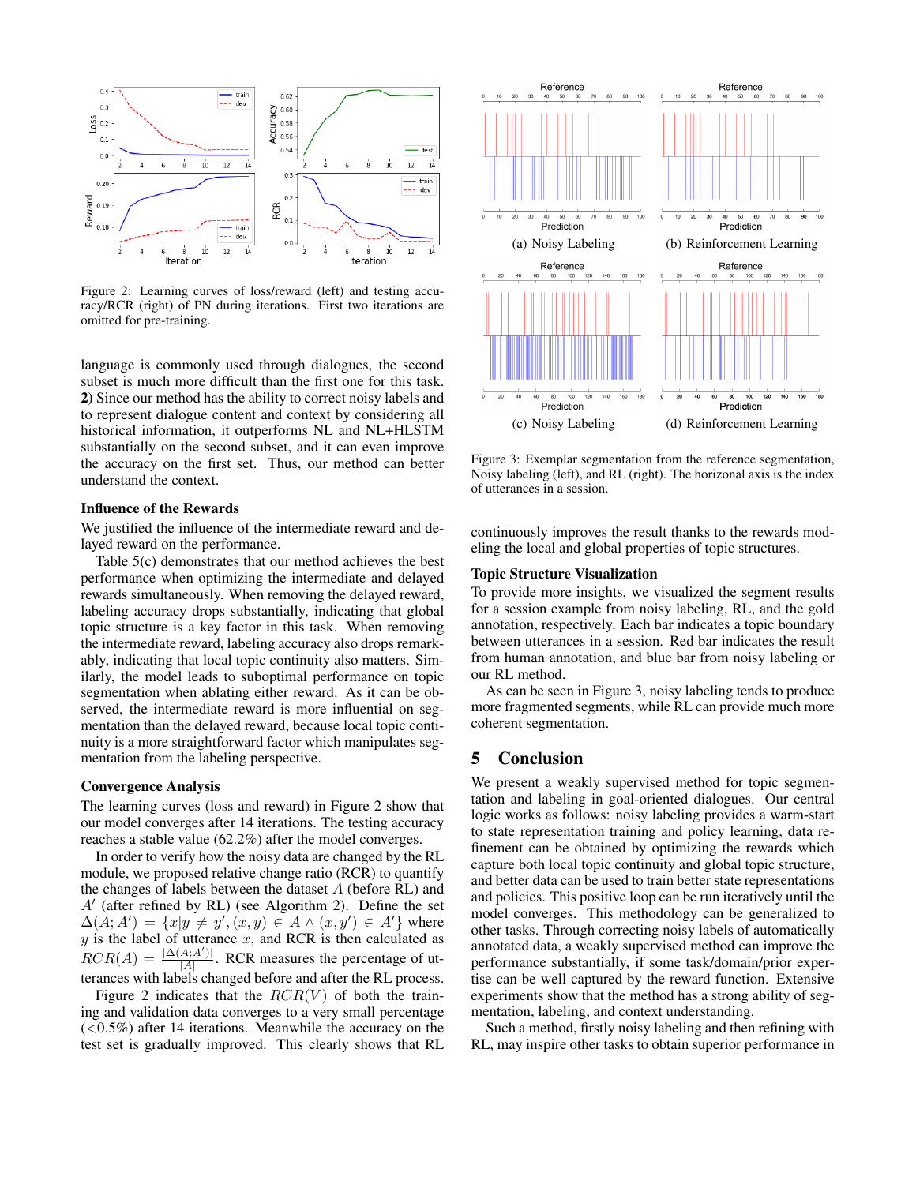Figure 2: Learning curves of loss/reward (left) and testing accuracy/RCR (right) of PN during iterations. First two iterations are omitted for pre-training.

language is commonly used through dialogues, the second subset is much more difficult than the first one for this task. **2)** Since our method has the ability to correct noisy labels and to represent dialogue content and context by considering all historical information, it outperforms NL and NL+HLSTM substantially on the second subset, and it can even improve the accuracy on the first set. Thus, our method can better understand the context.

### Influence of the Rewards

We justified the influence of the intermediate reward and delayed reward on the performance.

Table 5(c) demonstrates that our method achieves the best performance when optimizing the intermediate and delayed rewards simultaneously. When removing the delayed reward, labeling accuracy drops substantially, indicating that global topic structure is a key factor in this task. When removing the intermediate reward, labeling accuracy also drops remarkably, indicating that local topic continuity also matters. Similarly, the model leads to suboptimal performance on topic segmentation when ablating either reward. As it can be observed, the intermediate reward is more influential on segmentation than the delayed reward, because local topic continuity is a more straightforward factor which manipulates segmentation from the labeling perspective.

### Convergence Analysis

The learning curves (loss and reward) in Figure 2 show that our model converges after 14 iterations. The testing accuracy reaches a stable value (62.2%) after the model converges.

In order to verify how the noisy data are changed by the RL module, we proposed relative change ratio (RCR) to quantify the changes of labels between the dataset $A$ (before RL) and $A'$ (after refined by RL) (see Algorithm 2). Define the set $\Delta(A; A') = \{x | y \neq y', (x, y) \in A \wedge (x, y') \in A'\}$ where $y$ is the label of utterance $x$, and RCR is then calculated as $RCR(A) = \frac{|\Delta(A;A')|}{|A|}$. RCR measures the percentage of utterances with labels changed before and after the RL process.

Figure 2 indicates that the $RCR(V)$ of both the training and validation data converges to a very small percentage (<0.5%) after 14 iterations. Meanwhile the accuracy on the test set is gradually improved. This clearly shows that RL continuously improves the result thanks to the rewards modeling the local and global properties of topic structures.

Figure 3: Exemplar segmentation from the reference segmentation, Noisy labeling (left), and RL (right). The horizonal axis is the index of utterances in a session.

### Topic Structure Visualization

To provide more insights, we visualized the segment results for a session example from noisy labeling, RL, and the gold annotation, respectively. Each bar indicates a topic boundary between utterances in a session. Red bar indicates the result from human annotation, and blue bar from noisy labeling or our RL method.

As can be seen in Figure 3, noisy labeling tends to produce more fragmented segments, while RL can provide much more coherent segmentation.

## 5 Conclusion

We present a weakly supervised method for topic segmentation and labeling in goal-oriented dialogues. Our central logic works as follows: noisy labeling provides a warm-start to state representation training and policy learning, data refinement can be obtained by optimizing the rewards which capture both local topic continuity and global topic structure, and better data can be used to train better state representations and policies. This positive loop can be run iteratively until the model converges. This methodology can be generalized to other tasks. Through correcting noisy labels of automatically annotated data, a weakly supervised method can improve the performance substantially, if some task/domain/prior expertise can be well captured by the reward function. Extensive experiments show that the method has a strong ability of segmentation, labeling, and context understanding.

Such a method, firstly noisy labeling and then refining with RL, may inspire other tasks to obtain superior performance in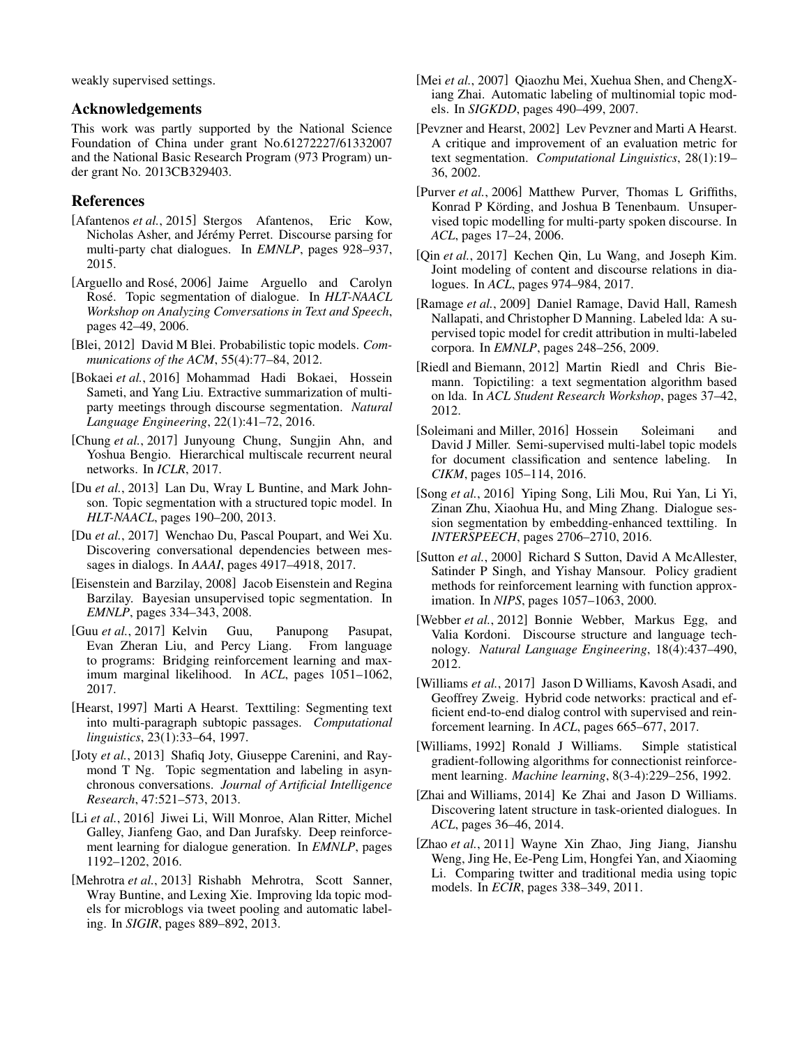weakly supervised settings.

## Acknowledgements

This work was partly supported by the National Science Foundation of China under grant No.61272227/61332007 and the National Basic Research Program (973 Program) under grant No. 2013CB329403.

## References

[Afantenos *et al.*, 2015] Stergos Afantenos, Eric Kow, Nicholas Asher, and Jérémy Perret. Discourse parsing for multi-party chat dialogues. In *EMNLP*, pages 928–937, 2015.

[Arguello and Rosé, 2006] Jaime Arguello and Carolyn Rosé. Topic segmentation of dialogue. In *HLT-NAACL Workshop on Analyzing Conversations in Text and Speech*, pages 42–49, 2006.

[Blei, 2012] David M Blei. Probabilistic topic models. *Communications of the ACM*, 55(4):77–84, 2012.

[Bokaei *et al.*, 2016] Mohammad Hadi Bokaei, Hossein Sameti, and Yang Liu. Extractive summarization of multi-party meetings through discourse segmentation. *Natural Language Engineering*, 22(1):41–72, 2016.

[Chung *et al.*, 2017] Junyoung Chung, Sungjin Ahn, and Yoshua Bengio. Hierarchical multiscale recurrent neural networks. In *ICLR*, 2017.

[Du *et al.*, 2013] Lan Du, Wray L Buntine, and Mark Johnson. Topic segmentation with a structured topic model. In *HLT-NAACL*, pages 190–200, 2013.

[Du *et al.*, 2017] Wenchao Du, Pascal Poupart, and Wei Xu. Discovering conversational dependencies between messages in dialogs. In *AAAI*, pages 4917–4918, 2017.

[Eisenstein and Barzilay, 2008] Jacob Eisenstein and Regina Barzilay. Bayesian unsupervised topic segmentation. In *EMNLP*, pages 334–343, 2008.

[Guu *et al.*, 2017] Kelvin Guu, Panupong Pasupat, Evan Zheran Liu, and Percy Liang. From language to programs: Bridging reinforcement learning and maximum marginal likelihood. In *ACL*, pages 1051–1062, 2017.

[Hearst, 1997] Marti A Hearst. Texttiling: Segmenting text into multi-paragraph subtopic passages. *Computational linguistics*, 23(1):33–64, 1997.

[Joty *et al.*, 2013] Shafiq Joty, Giuseppe Carenini, and Raymond T Ng. Topic segmentation and labeling in asynchronous conversations. *Journal of Artificial Intelligence Research*, 47:521–573, 2013.

[Li *et al.*, 2016] Jiwei Li, Will Monroe, Alan Ritter, Michel Galley, Jianfeng Gao, and Dan Jurafsky. Deep reinforcement learning for dialogue generation. In *EMNLP*, pages 1192–1202, 2016.

[Mehrotra *et al.*, 2013] Rishabh Mehrotra, Scott Sanner, Wray Buntine, and Lexing Xie. Improving lda topic models for microblogs via tweet pooling and automatic labeling. In *SIGIR*, pages 889–892, 2013.

[Mei *et al.*, 2007] Qiaozhu Mei, Xuehua Shen, and ChengXiang Zhai. Automatic labeling of multinomial topic models. In *SIGKDD*, pages 490–499, 2007.

[Pevzner and Hearst, 2002] Lev Pevzner and Marti A Hearst. A critique and improvement of an evaluation metric for text segmentation. *Computational Linguistics*, 28(1):19–36, 2002.

[Purver *et al.*, 2006] Matthew Purver, Thomas L Griffiths, Konrad P Körding, and Joshua B Tenenbaum. Unsupervised topic modelling for multi-party spoken discourse. In *ACL*, pages 17–24, 2006.

[Qin *et al.*, 2017] Kechen Qin, Lu Wang, and Joseph Kim. Joint modeling of content and discourse relations in dialogues. In *ACL*, pages 974–984, 2017.

[Ramage *et al.*, 2009] Daniel Ramage, David Hall, Ramesh Nallapati, and Christopher D Manning. Labeled lda: A supervised topic model for credit attribution in multi-labeled corpora. In *EMNLP*, pages 248–256, 2009.

[Riedl and Biemann, 2012] Martin Riedl and Chris Biemann. Topictiling: a text segmentation algorithm based on lda. In *ACL Student Research Workshop*, pages 37–42, 2012.

[Soleimani and Miller, 2016] Hossein Soleimani and David J Miller. Semi-supervised multi-label topic models for document classification and sentence labeling. In *CIKM*, pages 105–114, 2016.

[Song *et al.*, 2016] Yiping Song, Lili Mou, Rui Yan, Li Yi, Zinan Zhu, Xiaohua Hu, and Ming Zhang. Dialogue session segmentation by embedding-enhanced texttiling. In *INTERSPEECH*, pages 2706–2710, 2016.

[Sutton *et al.*, 2000] Richard S Sutton, David A McAllester, Satinder P Singh, and Yishay Mansour. Policy gradient methods for reinforcement learning with function approximation. In *NIPS*, pages 1057–1063, 2000.

[Webber *et al.*, 2012] Bonnie Webber, Markus Egg, and Valia Kordoni. Discourse structure and language technology. *Natural Language Engineering*, 18(4):437–490, 2012.

[Williams *et al.*, 2017] Jason D Williams, Kavosh Asadi, and Geoffrey Zweig. Hybrid code networks: practical and efficient end-to-end dialog control with supervised and reinforcement learning. In *ACL*, pages 665–677, 2017.

[Williams, 1992] Ronald J Williams. Simple statistical gradient-following algorithms for connectionist reinforcement learning. *Machine learning*, 8(3-4):229–256, 1992.

[Zhai and Williams, 2014] Ke Zhai and Jason D Williams. Discovering latent structure in task-oriented dialogues. In *ACL*, pages 36–46, 2014.

[Zhao *et al.*, 2011] Wayne Xin Zhao, Jing Jiang, Jianshu Weng, Jing He, Ee-Peng Lim, Hongfei Yan, and Xiaoming Li. Comparing twitter and traditional media using topic models. In *ECIR*, pages 338–349, 2011.